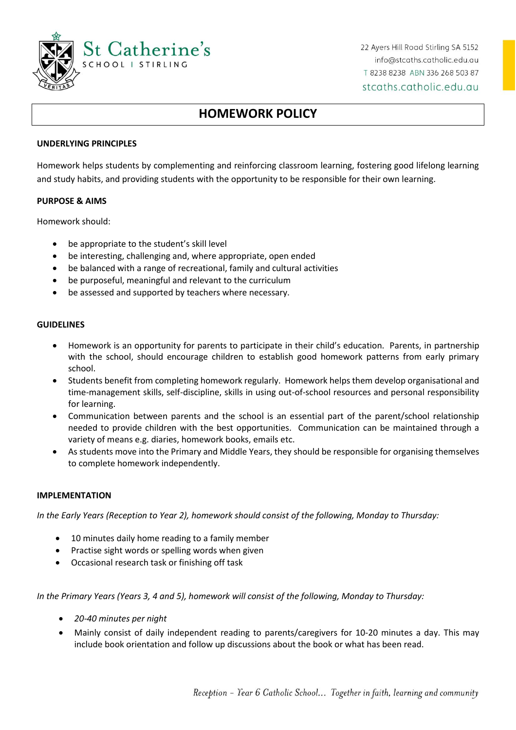St Catherine's
SCHOOL | STIRLING

22 Ayers Hill Road Stirling SA 5152
info@stcaths.catholic.edu.au
T 8238 8238 ABN 336 268 503 87
stcaths.catholic.edu.au

# HOMEWORK POLICY

## UNDERLYING PRINCIPLES

Homework helps students by complementing and reinforcing classroom learning, fostering good lifelong learning and study habits, and providing students with the opportunity to be responsible for their own learning.

## PURPOSE & AIMS

Homework should:

- be appropriate to the student's skill level
- be interesting, challenging and, where appropriate, open ended
- be balanced with a range of recreational, family and cultural activities
- be purposeful, meaningful and relevant to the curriculum
- be assessed and supported by teachers where necessary.

## GUIDELINES

- Homework is an opportunity for parents to participate in their child's education. Parents, in partnership with the school, should encourage children to establish good homework patterns from early primary school.
- Students benefit from completing homework regularly. Homework helps them develop organisational and time-management skills, self-discipline, skills in using out-of-school resources and personal responsibility for learning.
- Communication between parents and the school is an essential part of the parent/school relationship needed to provide children with the best opportunities. Communication can be maintained through a variety of means e.g. diaries, homework books, emails etc.
- As students move into the Primary and Middle Years, they should be responsible for organising themselves to complete homework independently.

## IMPLEMENTATION

*In the Early Years (Reception to Year 2), homework should consist of the following, Monday to Thursday:*

- 10 minutes daily home reading to a family member
- Practise sight words or spelling words when given
- Occasional research task or finishing off task

*In the Primary Years (Years 3, 4 and 5), homework will consist of the following, Monday to Thursday:*

- *20-40 minutes per night*
- Mainly consist of daily independent reading to parents/caregivers for 10-20 minutes a day. This may include book orientation and follow up discussions about the book or what has been read.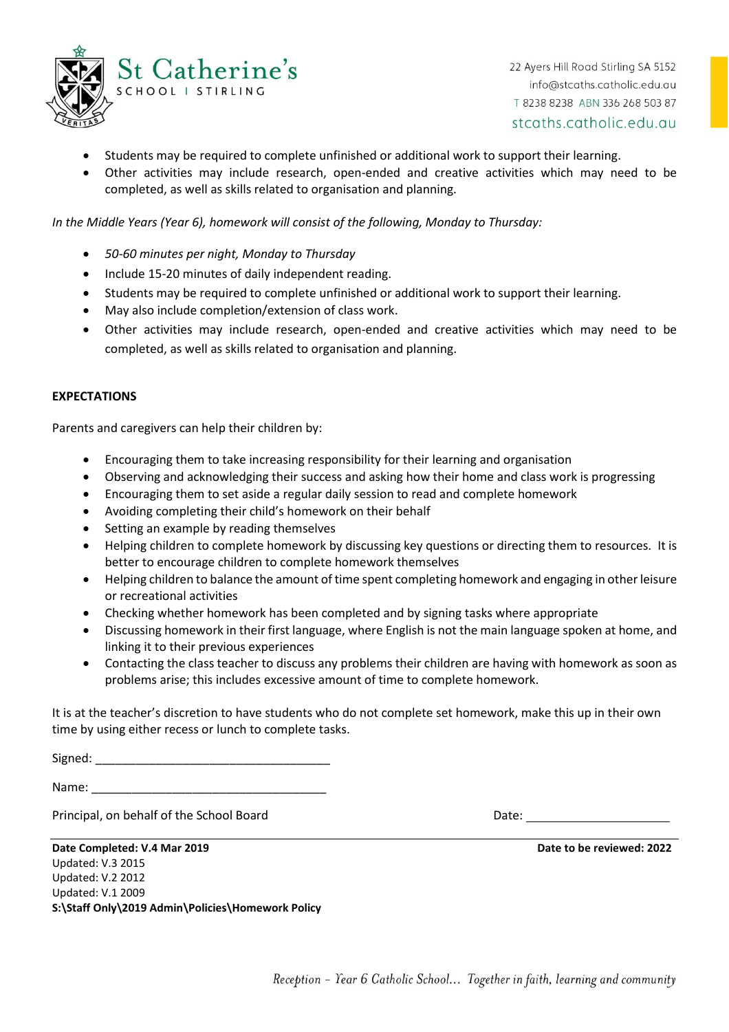- Students may be required to complete unfinished or additional work to support their learning.
- Other activities may include research, open-ended and creative activities which may need to be completed, as well as skills related to organisation and planning.

*In the Middle Years (Year 6), homework will consist of the following, Monday to Thursday:*

- *50-60 minutes per night, Monday to Thursday*
- Include 15-20 minutes of daily independent reading.
- Students may be required to complete unfinished or additional work to support their learning.
- May also include completion/extension of class work.
- Other activities may include research, open-ended and creative activities which may need to be completed, as well as skills related to organisation and planning.

**EXPECTATIONS**

Parents and caregivers can help their children by:

- Encouraging them to take increasing responsibility for their learning and organisation
- Observing and acknowledging their success and asking how their home and class work is progressing
- Encouraging them to set aside a regular daily session to read and complete homework
- Avoiding completing their child's homework on their behalf
- Setting an example by reading themselves
- Helping children to complete homework by discussing key questions or directing them to resources. It is better to encourage children to complete homework themselves
- Helping children to balance the amount of time spent completing homework and engaging in other leisure or recreational activities
- Checking whether homework has been completed and by signing tasks where appropriate
- Discussing homework in their first language, where English is not the main language spoken at home, and linking it to their previous experiences
- Contacting the class teacher to discuss any problems their children are having with homework as soon as problems arise; this includes excessive amount of time to complete homework.

It is at the teacher's discretion to have students who do not complete set homework, make this up in their own time by using either recess or lunch to complete tasks.

Signed: ___________________________________

Name: ___________________________________

Principal, on behalf of the School Board

Date: ______________________

**Date Completed: V.4 Mar 2019**

**Date to be reviewed: 2022**

Updated: V.3 2015
Updated: V.2 2012
Updated: V.1 2009

**S:\Staff Only\2019 Admin\Policies\Homework Policy**